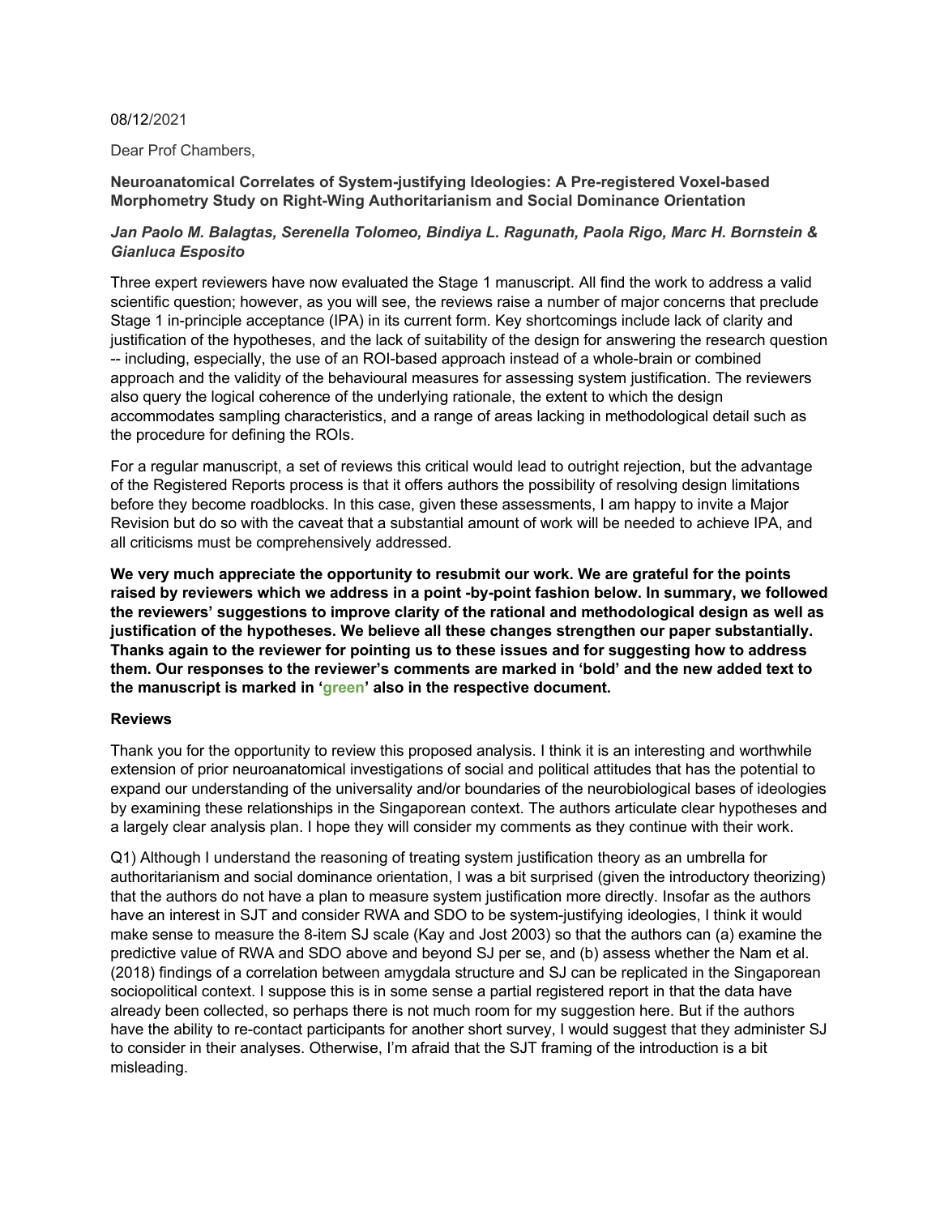08/12/2021

Dear Prof Chambers,

**Neuroanatomical Correlates of System-justifying Ideologies: A Pre-registered Voxel-based Morphometry Study on Right-Wing Authoritarianism and Social Dominance Orientation**

***Jan Paolo M. Balagtas, Serenella Tolomeo, Bindiya L. Ragunath, Paola Rigo, Marc H. Bornstein & Gianluca Esposito***

Three expert reviewers have now evaluated the Stage 1 manuscript. All find the work to address a valid scientific question; however, as you will see, the reviews raise a number of major concerns that preclude Stage 1 in-principle acceptance (IPA) in its current form. Key shortcomings include lack of clarity and justification of the hypotheses, and the lack of suitability of the design for answering the research question -- including, especially, the use of an ROI-based approach instead of a whole-brain or combined approach and the validity of the behavioural measures for assessing system justification. The reviewers also query the logical coherence of the underlying rationale, the extent to which the design accommodates sampling characteristics, and a range of areas lacking in methodological detail such as the procedure for defining the ROIs.

For a regular manuscript, a set of reviews this critical would lead to outright rejection, but the advantage of the Registered Reports process is that it offers authors the possibility of resolving design limitations before they become roadblocks. In this case, given these assessments, I am happy to invite a Major Revision but do so with the caveat that a substantial amount of work will be needed to achieve IPA, and all criticisms must be comprehensively addressed.

**We very much appreciate the opportunity to resubmit our work. We are grateful for the points raised by reviewers which we address in a point -by-point fashion below. In summary, we followed the reviewers' suggestions to improve clarity of the rational and methodological design as well as justification of the hypotheses. We believe all these changes strengthen our paper substantially. Thanks again to the reviewer for pointing us to these issues and for suggesting how to address them. Our responses to the reviewer's comments are marked in 'bold' and the new added text to the manuscript is marked in 'green' also in the respective document.**

**Reviews**

Thank you for the opportunity to review this proposed analysis. I think it is an interesting and worthwhile extension of prior neuroanatomical investigations of social and political attitudes that has the potential to expand our understanding of the universality and/or boundaries of the neurobiological bases of ideologies by examining these relationships in the Singaporean context. The authors articulate clear hypotheses and a largely clear analysis plan. I hope they will consider my comments as they continue with their work.

Q1) Although I understand the reasoning of treating system justification theory as an umbrella for authoritarianism and social dominance orientation, I was a bit surprised (given the introductory theorizing) that the authors do not have a plan to measure system justification more directly. Insofar as the authors have an interest in SJT and consider RWA and SDO to be system-justifying ideologies, I think it would make sense to measure the 8-item SJ scale (Kay and Jost 2003) so that the authors can (a) examine the predictive value of RWA and SDO above and beyond SJ per se, and (b) assess whether the Nam et al. (2018) findings of a correlation between amygdala structure and SJ can be replicated in the Singaporean sociopolitical context. I suppose this is in some sense a partial registered report in that the data have already been collected, so perhaps there is not much room for my suggestion here. But if the authors have the ability to re-contact participants for another short survey, I would suggest that they administer SJ to consider in their analyses. Otherwise, I'm afraid that the SJT framing of the introduction is a bit misleading.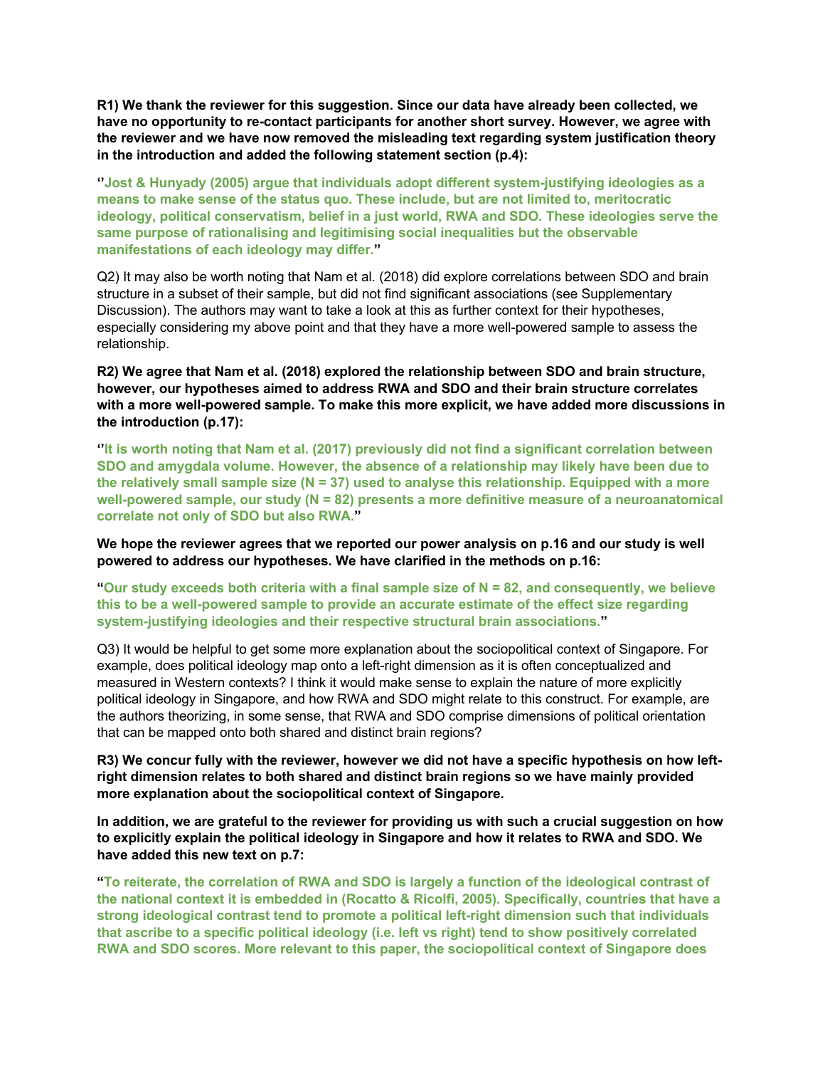**R1) We thank the reviewer for this suggestion. Since our data have already been collected, we have no opportunity to re-contact participants for another short survey. However, we agree with the reviewer and we have now removed the misleading text regarding system justification theory in the introduction and added the following statement section (p.4):**

**''Jost & Hunyady (2005) argue that individuals adopt different system-justifying ideologies as a means to make sense of the status quo. These include, but are not limited to, meritocratic ideology, political conservatism, belief in a just world, RWA and SDO. These ideologies serve the same purpose of rationalising and legitimising social inequalities but the observable manifestations of each ideology may differ."**

Q2) It may also be worth noting that Nam et al. (2018) did explore correlations between SDO and brain structure in a subset of their sample, but did not find significant associations (see Supplementary Discussion). The authors may want to take a look at this as further context for their hypotheses, especially considering my above point and that they have a more well-powered sample to assess the relationship.

**R2) We agree that Nam et al. (2018) explored the relationship between SDO and brain structure, however, our hypotheses aimed to address RWA and SDO and their brain structure correlates with a more well-powered sample. To make this more explicit, we have added more discussions in the introduction (p.17):**

**''It is worth noting that Nam et al. (2017) previously did not find a significant correlation between SDO and amygdala volume. However, the absence of a relationship may likely have been due to the relatively small sample size (N = 37) used to analyse this relationship. Equipped with a more well-powered sample, our study (N = 82) presents a more definitive measure of a neuroanatomical correlate not only of SDO but also RWA."**

**We hope the reviewer agrees that we reported our power analysis on p.16 and our study is well powered to address our hypotheses. We have clarified in the methods on p.16:**

**"Our study exceeds both criteria with a final sample size of N = 82, and consequently, we believe this to be a well-powered sample to provide an accurate estimate of the effect size regarding system-justifying ideologies and their respective structural brain associations."**

Q3) It would be helpful to get some more explanation about the sociopolitical context of Singapore. For example, does political ideology map onto a left-right dimension as it is often conceptualized and measured in Western contexts? I think it would make sense to explain the nature of more explicitly political ideology in Singapore, and how RWA and SDO might relate to this construct. For example, are the authors theorizing, in some sense, that RWA and SDO comprise dimensions of political orientation that can be mapped onto both shared and distinct brain regions?

**R3) We concur fully with the reviewer, however we did not have a specific hypothesis on how left-right dimension relates to both shared and distinct brain regions so we have mainly provided more explanation about the sociopolitical context of Singapore.**

**In addition, we are grateful to the reviewer for providing us with such a crucial suggestion on how to explicitly explain the political ideology in Singapore and how it relates to RWA and SDO. We have added this new text on p.7:**

**"To reiterate, the correlation of RWA and SDO is largely a function of the ideological contrast of the national context it is embedded in (Rocatto & Ricolfi, 2005). Specifically, countries that have a strong ideological contrast tend to promote a political left-right dimension such that individuals that ascribe to a specific political ideology (i.e. left vs right) tend to show positively correlated RWA and SDO scores. More relevant to this paper, the sociopolitical context of Singapore does**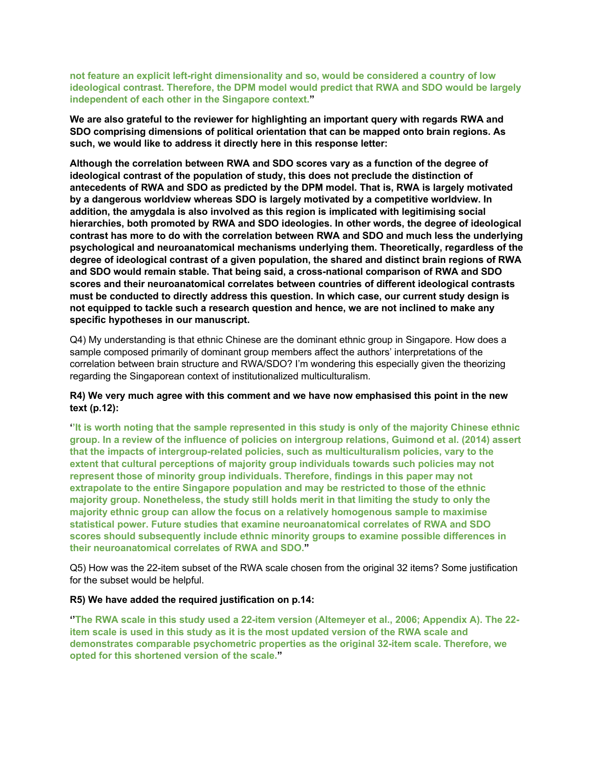**not feature an explicit left-right dimensionality and so, would be considered a country of low ideological contrast. Therefore, the DPM model would predict that RWA and SDO would be largely independent of each other in the Singapore context."**

**We are also grateful to the reviewer for highlighting an important query with regards RWA and SDO comprising dimensions of political orientation that can be mapped onto brain regions. As such, we would like to address it directly here in this response letter:**

**Although the correlation between RWA and SDO scores vary as a function of the degree of ideological contrast of the population of study, this does not preclude the distinction of antecedents of RWA and SDO as predicted by the DPM model. That is, RWA is largely motivated by a dangerous worldview whereas SDO is largely motivated by a competitive worldview. In addition, the amygdala is also involved as this region is implicated with legitimising social hierarchies, both promoted by RWA and SDO ideologies. In other words, the degree of ideological contrast has more to do with the correlation between RWA and SDO and much less the underlying psychological and neuroanatomical mechanisms underlying them. Theoretically, regardless of the degree of ideological contrast of a given population, the shared and distinct brain regions of RWA and SDO would remain stable. That being said, a cross-national comparison of RWA and SDO scores and their neuroanatomical correlates between countries of different ideological contrasts must be conducted to directly address this question. In which case, our current study design is not equipped to tackle such a research question and hence, we are not inclined to make any specific hypotheses in our manuscript.**

Q4) My understanding is that ethnic Chinese are the dominant ethnic group in Singapore. How does a sample composed primarily of dominant group members affect the authors' interpretations of the correlation between brain structure and RWA/SDO? I'm wondering this especially given the theorizing regarding the Singaporean context of institutionalized multiculturalism.

**R4) We very much agree with this comment and we have now emphasised this point in the new text (p.12):**

**"It is worth noting that the sample represented in this study is only of the majority Chinese ethnic group. In a review of the influence of policies on intergroup relations, Guimond et al. (2014) assert that the impacts of intergroup-related policies, such as multiculturalism policies, vary to the extent that cultural perceptions of majority group individuals towards such policies may not represent those of minority group individuals. Therefore, findings in this paper may not extrapolate to the entire Singapore population and may be restricted to those of the ethnic majority group. Nonetheless, the study still holds merit in that limiting the study to only the majority ethnic group can allow the focus on a relatively homogenous sample to maximise statistical power. Future studies that examine neuroanatomical correlates of RWA and SDO scores should subsequently include ethnic minority groups to examine possible differences in their neuroanatomical correlates of RWA and SDO."**

Q5) How was the 22-item subset of the RWA scale chosen from the original 32 items? Some justification for the subset would be helpful.

**R5) We have added the required justification on p.14:**

**"The RWA scale in this study used a 22-item version (Altemeyer et al., 2006; Appendix A). The 22-item scale is used in this study as it is the most updated version of the RWA scale and demonstrates comparable psychometric properties as the original 32-item scale. Therefore, we opted for this shortened version of the scale."**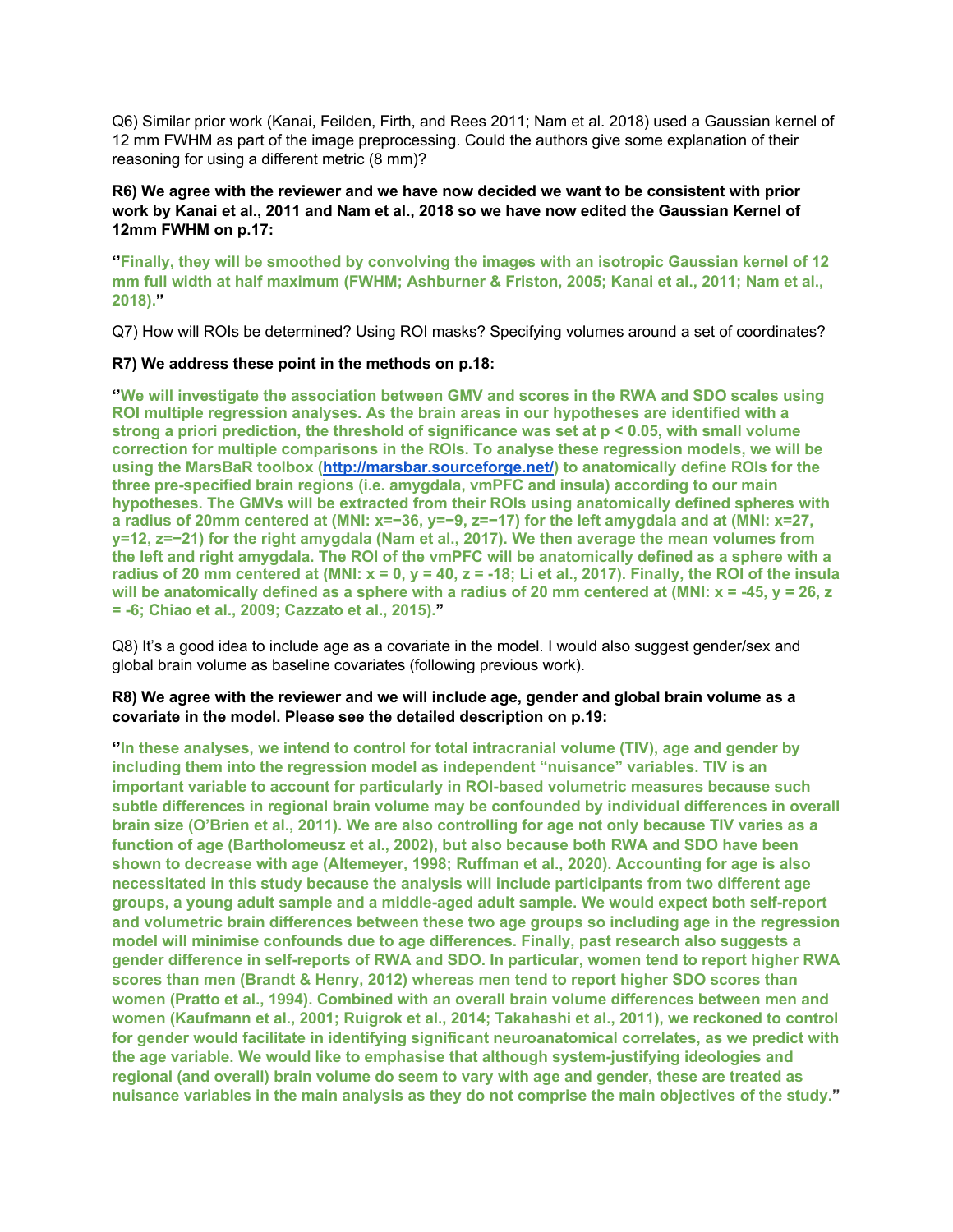Q6) Similar prior work (Kanai, Feilden, Firth, and Rees 2011; Nam et al. 2018) used a Gaussian kernel of 12 mm FWHM as part of the image preprocessing. Could the authors give some explanation of their reasoning for using a different metric (8 mm)?

**R6) We agree with the reviewer and we have now decided we want to be consistent with prior work by Kanai et al., 2011 and Nam et al., 2018 so we have now edited the Gaussian Kernel of 12mm FWHM on p.17:**

**''Finally, they will be smoothed by convolving the images with an isotropic Gaussian kernel of 12 mm full width at half maximum (FWHM; Ashburner & Friston, 2005; Kanai et al., 2011; Nam et al., 2018).''**

Q7) How will ROIs be determined? Using ROI masks? Specifying volumes around a set of coordinates?

**R7) We address these point in the methods on p.18:**

**''We will investigate the association between GMV and scores in the RWA and SDO scales using ROI multiple regression analyses. As the brain areas in our hypotheses are identified with a strong a priori prediction, the threshold of significance was set at $p < 0.05$, with small volume correction for multiple comparisons in the ROIs. To analyse these regression models, we will be using the MarsBaR toolbox (http://marsbar.sourceforge.net/) to anatomically define ROIs for the three pre-specified brain regions (i.e. amygdala, vmPFC and insula) according to our main hypotheses. The GMVs will be extracted from their ROIs using anatomically defined spheres with a radius of 20mm centered at (MNI: x=−36, y=−9, z=−17) for the left amygdala and at (MNI: x=27, y=12, z=−21) for the right amygdala (Nam et al., 2017). We then average the mean volumes from the left and right amygdala. The ROI of the vmPFC will be anatomically defined as a sphere with a radius of 20 mm centered at (MNI: x = 0, y = 40, z = -18; Li et al., 2017). Finally, the ROI of the insula will be anatomically defined as a sphere with a radius of 20 mm centered at (MNI: x = -45, y = 26, z = -6; Chiao et al., 2009; Cazzato et al., 2015).''**

Q8) It's a good idea to include age as a covariate in the model. I would also suggest gender/sex and global brain volume as baseline covariates (following previous work).

**R8) We agree with the reviewer and we will include age, gender and global brain volume as a covariate in the model. Please see the detailed description on p.19:**

**''In these analyses, we intend to control for total intracranial volume (TIV), age and gender by including them into the regression model as independent "nuisance" variables. TIV is an important variable to account for particularly in ROI-based volumetric measures because such subtle differences in regional brain volume may be confounded by individual differences in overall brain size (O'Brien et al., 2011). We are also controlling for age not only because TIV varies as a function of age (Bartholomeusz et al., 2002), but also because both RWA and SDO have been shown to decrease with age (Altemeyer, 1998; Ruffman et al., 2020). Accounting for age is also necessitated in this study because the analysis will include participants from two different age groups, a young adult sample and a middle-aged adult sample. We would expect both self-report and volumetric brain differences between these two age groups so including age in the regression model will minimise confounds due to age differences. Finally, past research also suggests a gender difference in self-reports of RWA and SDO. In particular, women tend to report higher RWA scores than men (Brandt & Henry, 2012) whereas men tend to report higher SDO scores than women (Pratto et al., 1994). Combined with an overall brain volume differences between men and women (Kaufmann et al., 2001; Ruigrok et al., 2014; Takahashi et al., 2011), we reckoned to control for gender would facilitate in identifying significant neuroanatomical correlates, as we predict with the age variable. We would like to emphasise that although system-justifying ideologies and regional (and overall) brain volume do seem to vary with age and gender, these are treated as nuisance variables in the main analysis as they do not comprise the main objectives of the study.''**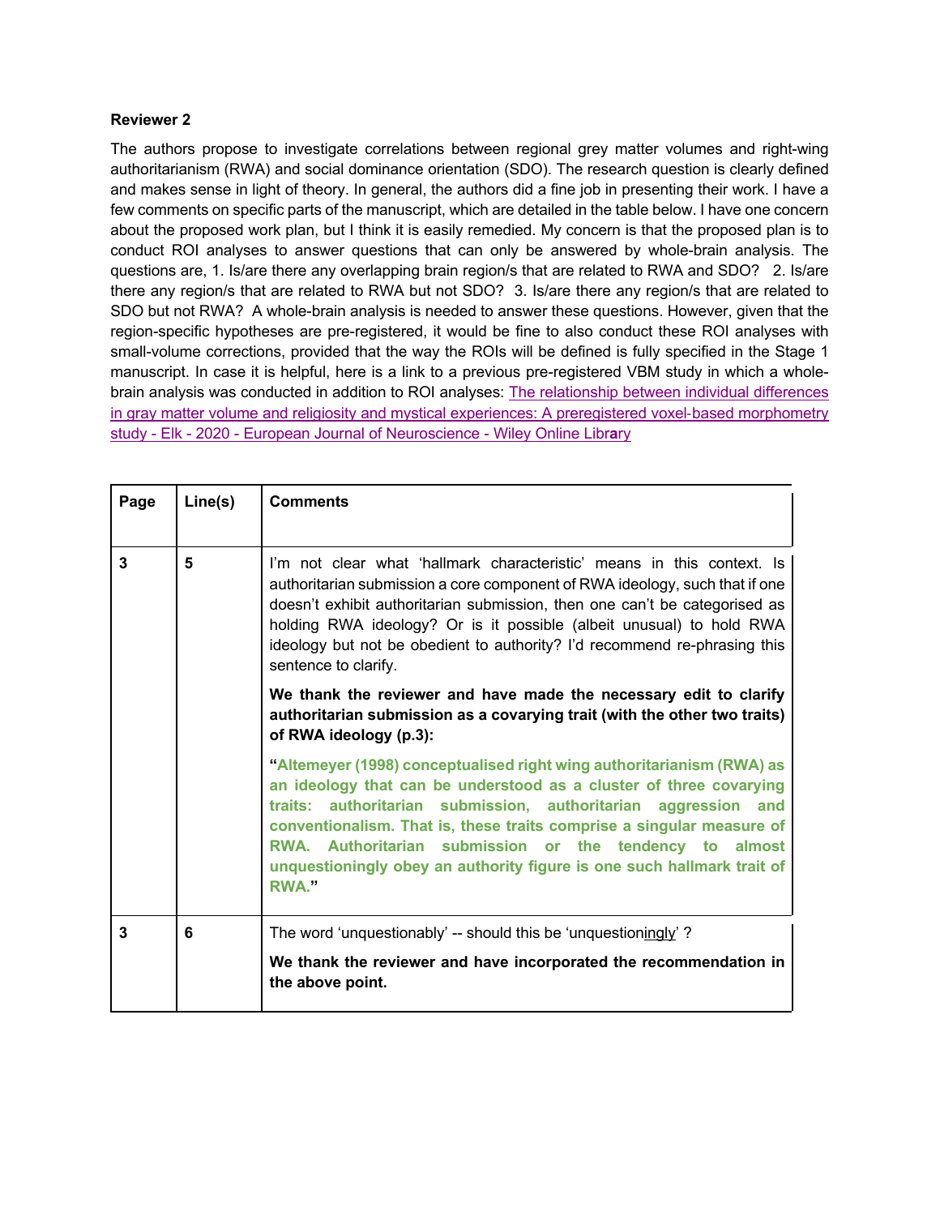**Reviewer 2**

The authors propose to investigate correlations between regional grey matter volumes and right-wing authoritarianism (RWA) and social dominance orientation (SDO). The research question is clearly defined and makes sense in light of theory. In general, the authors did a fine job in presenting their work. I have a few comments on specific parts of the manuscript, which are detailed in the table below. I have one concern about the proposed work plan, but I think it is easily remedied. My concern is that the proposed plan is to conduct ROI analyses to answer questions that can only be answered by whole-brain analysis. The questions are, 1. Is/are there any overlapping brain region/s that are related to RWA and SDO? 2. Is/are there any region/s that are related to RWA but not SDO? 3. Is/are there any region/s that are related to SDO but not RWA? A whole-brain analysis is needed to answer these questions. However, given that the region-specific hypotheses are pre-registered, it would be fine to also conduct these ROI analyses with small-volume corrections, provided that the way the ROIs will be defined is fully specified in the Stage 1 manuscript. In case it is helpful, here is a link to a previous pre-registered VBM study in which a whole-brain analysis was conducted in addition to ROI analyses: The relationship between individual differences in gray matter volume and religiosity and mystical experiences: A preregistered voxel-based morphometry study - Elk - 2020 - European Journal of Neuroscience - Wiley Online Library

| Page | Line(s) | Comments |
|---|---|---|
| 3 | 5 | I'm not clear what 'hallmark characteristic' means in this context. Is authoritarian submission a core component of RWA ideology, such that if one doesn't exhibit authoritarian submission, then one can't be categorised as holding RWA ideology? Or is it possible (albeit unusual) to hold RWA ideology but not be obedient to authority? I'd recommend re-phrasing this sentence to clarify.<br><br>**We thank the reviewer and have made the necessary edit to clarify authoritarian submission as a covarying trait (with the other two traits) of RWA ideology (p.3):**<br><br>**"Altemeyer (1998) conceptualised right wing authoritarianism (RWA) as an ideology that can be understood as a cluster of three covarying traits: authoritarian submission, authoritarian aggression and conventionalism. That is, these traits comprise a singular measure of RWA. Authoritarian submission or the tendency to almost unquestioningly obey an authority figure is one such hallmark trait of RWA."** |
| 3 | 6 | The word 'unquestionably' -- should this be 'unquestioningly' ?<br><br>**We thank the reviewer and have incorporated the recommendation in the above point.** |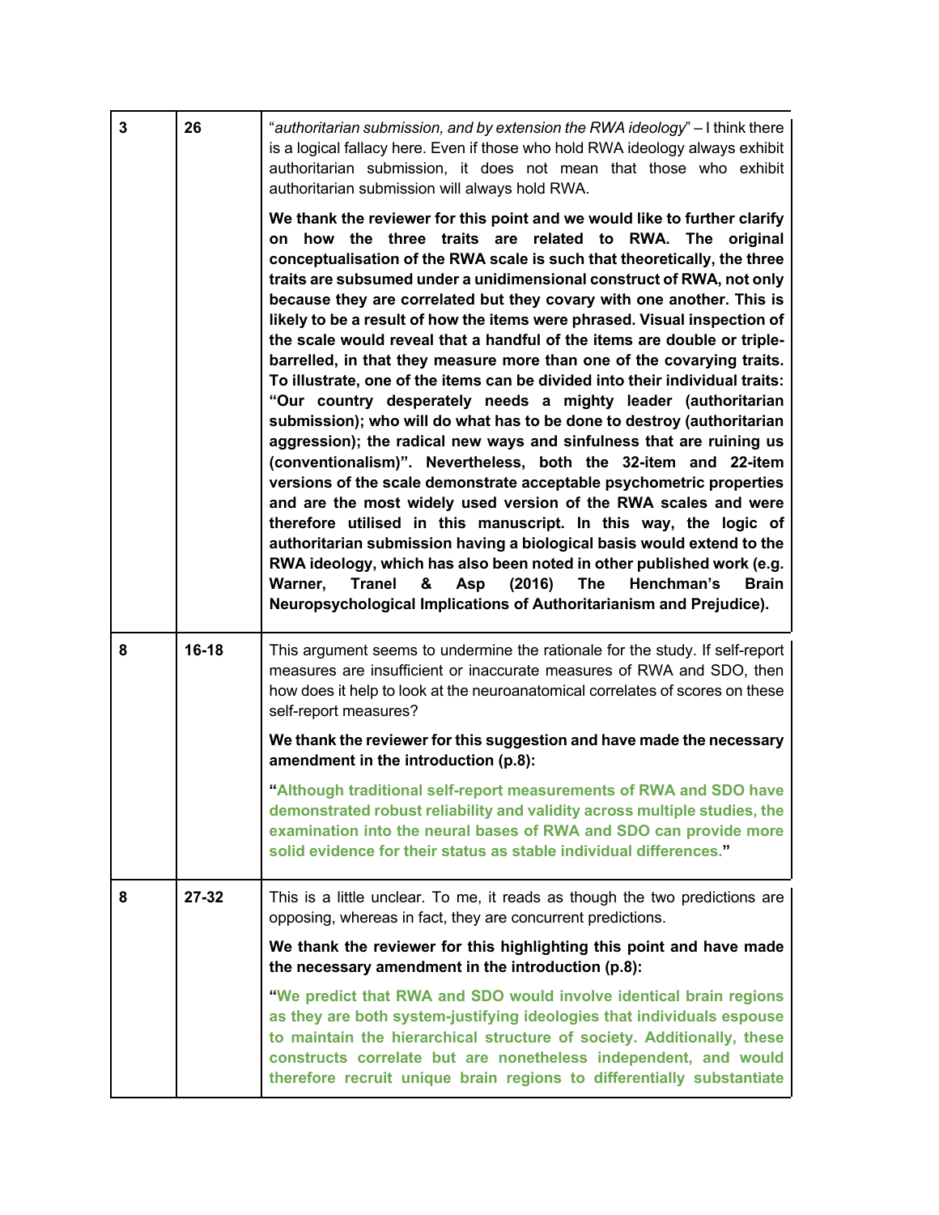| | | |
|---|---|---|
| 3 | 26 | "*authoritarian submission, and by extension the RWA ideology*" – I think there is a logical fallacy here. Even if those who hold RWA ideology always exhibit authoritarian submission, it does not mean that those who exhibit authoritarian submission will always hold RWA.<br><br>**We thank the reviewer for this point and we would like to further clarify on how the three traits are related to RWA. The original conceptualisation of the RWA scale is such that theoretically, the three traits are subsumed under a unidimensional construct of RWA, not only because they are correlated but they covary with one another. This is likely to be a result of how the items were phrased. Visual inspection of the scale would reveal that a handful of the items are double or triple-barrelled, in that they measure more than one of the covarying traits. To illustrate, one of the items can be divided into their individual traits: "Our country desperately needs a mighty leader (authoritarian submission); who will do what has to be done to destroy (authoritarian aggression); the radical new ways and sinfulness that are ruining us (conventionalism)". Nevertheless, both the 32-item and 22-item versions of the scale demonstrate acceptable psychometric properties and are the most widely used version of the RWA scales and were therefore utilised in this manuscript. In this way, the logic of authoritarian submission having a biological basis would extend to the RWA ideology, which has also been noted in other published work (e.g. Warner, Tranel & Asp (2016) The Henchman's Brain Neuropsychological Implications of Authoritarianism and Prejudice).** |
| 8 | 16-18 | This argument seems to undermine the rationale for the study. If self-report measures are insufficient or inaccurate measures of RWA and SDO, then how does it help to look at the neuroanatomical correlates of scores on these self-report measures?<br><br>**We thank the reviewer for this suggestion and have made the necessary amendment in the introduction (p.8):**<br><br>**"Although traditional self-report measurements of RWA and SDO have demonstrated robust reliability and validity across multiple studies, the examination into the neural bases of RWA and SDO can provide more solid evidence for their status as stable individual differences."** |
| 8 | 27-32 | This is a little unclear. To me, it reads as though the two predictions are opposing, whereas in fact, they are concurrent predictions.<br><br>**We thank the reviewer for this highlighting this point and have made the necessary amendment in the introduction (p.8):**<br><br>**"We predict that RWA and SDO would involve identical brain regions as they are both system-justifying ideologies that individuals espouse to maintain the hierarchical structure of society. Additionally, these constructs correlate but are nonetheless independent, and would therefore recruit unique brain regions to differentially substantiate** |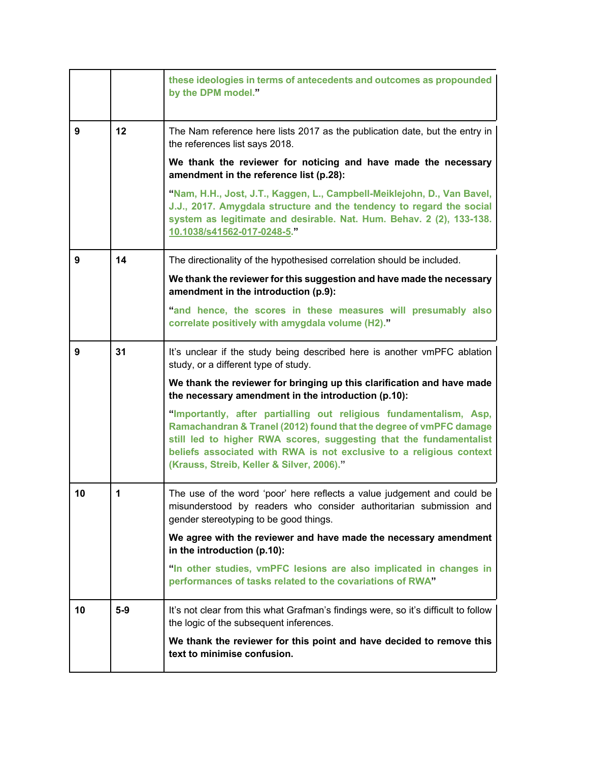| | | |
|---|---|---|
| | | **"these ideologies in terms of antecedents and outcomes as propounded by the DPM model."** |
| 9 | 12 | The Nam reference here lists 2017 as the publication date, but the entry in the references list says 2018.<br><br>**We thank the reviewer for noticing and have made the necessary amendment in the reference list (p.28):**<br><br>**"Nam, H.H., Jost, J.T., Kaggen, L., Campbell-Meiklejohn, D., Van Bavel, J.J., 2017. Amygdala structure and the tendency to regard the social system as legitimate and desirable. Nat. Hum. Behav. 2 (2), 133-138. 10.1038/s41562-017-0248-5."** |
| 9 | 14 | The directionality of the hypothesised correlation should be included.<br><br>**We thank the reviewer for this suggestion and have made the necessary amendment in the introduction (p.9):**<br><br>**"and hence, the scores in these measures will presumably also correlate positively with amygdala volume (H2)."** |
| 9 | 31 | It's unclear if the study being described here is another vmPFC ablation study, or a different type of study.<br><br>**We thank the reviewer for bringing up this clarification and have made the necessary amendment in the introduction (p.10):**<br><br>**"Importantly, after partialling out religious fundamentalism, Asp, Ramachandran & Tranel (2012) found that the degree of vmPFC damage still led to higher RWA scores, suggesting that the fundamentalist beliefs associated with RWA is not exclusive to a religious context (Krauss, Streib, Keller & Silver, 2006)."** |
| 10 | 1 | The use of the word 'poor' here reflects a value judgement and could be misunderstood by readers who consider authoritarian submission and gender stereotyping to be good things.<br><br>**We agree with the reviewer and have made the necessary amendment in the introduction (p.10):**<br><br>**"In other studies, vmPFC lesions are also implicated in changes in performances of tasks related to the covariations of RWA"** |
| 10 | 5-9 | It's not clear from this what Grafman's findings were, so it's difficult to follow the logic of the subsequent inferences.<br><br>**We thank the reviewer for this point and have decided to remove this text to minimise confusion.** |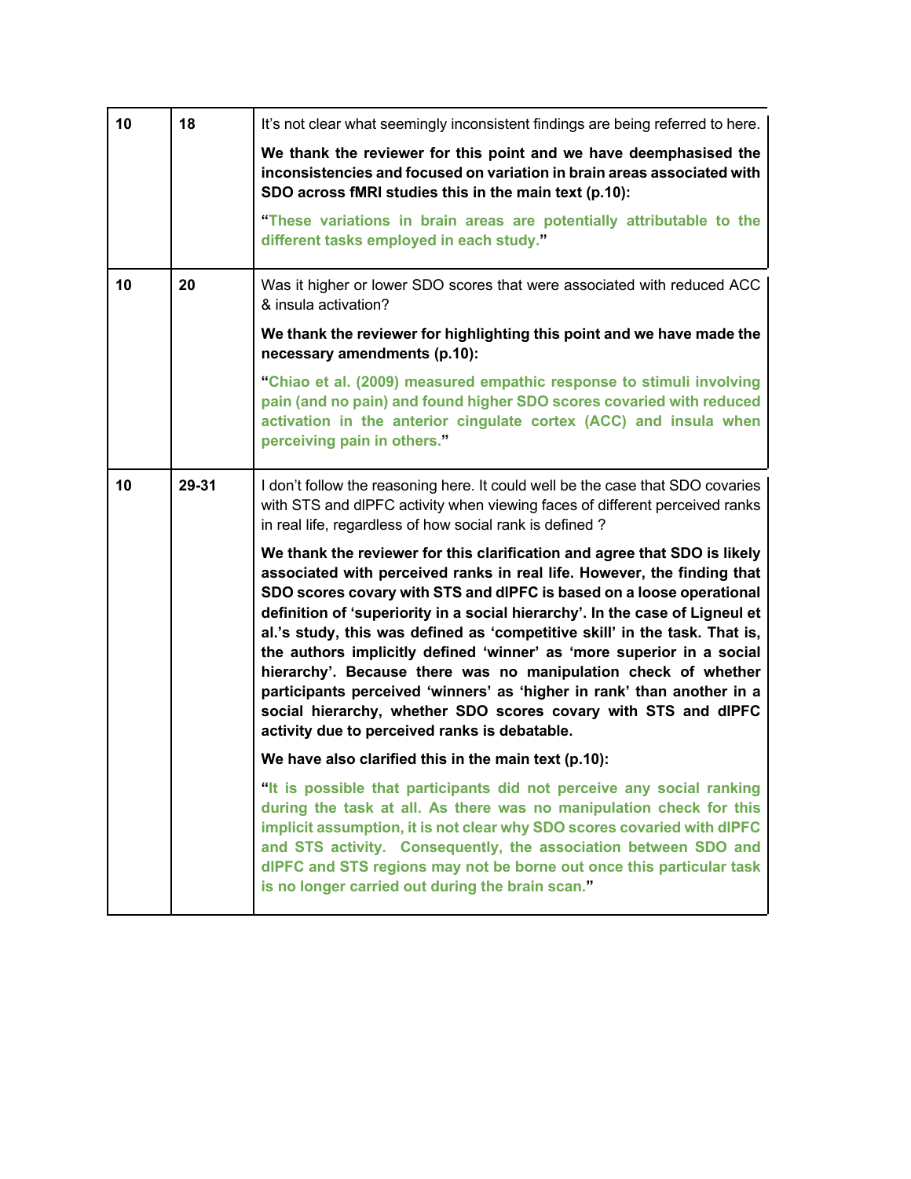| | | |
|---|---|---|
| **10** | **18** | It's not clear what seemingly inconsistent findings are being referred to here.<br><br>**We thank the reviewer for this point and we have deemphasised the inconsistencies and focused on variation in brain areas associated with SDO across fMRI studies this in the main text (p.10):**<br><br>**"These variations in brain areas are potentially attributable to the different tasks employed in each study."** |
| **10** | **20** | Was it higher or lower SDO scores that were associated with reduced ACC & insula activation?<br><br>**We thank the reviewer for highlighting this point and we have made the necessary amendments (p.10):**<br><br>**"Chiao et al. (2009) measured empathic response to stimuli involving pain (and no pain) and found higher SDO scores covaried with reduced activation in the anterior cingulate cortex (ACC) and insula when perceiving pain in others."** |
| **10** | **29-31** | I don't follow the reasoning here. It could well be the case that SDO covaries with STS and dlPFC activity when viewing faces of different perceived ranks in real life, regardless of how social rank is defined ?<br><br>**We thank the reviewer for this clarification and agree that SDO is likely associated with perceived ranks in real life. However, the finding that SDO scores covary with STS and dlPFC is based on a loose operational definition of 'superiority in a social hierarchy'. In the case of Ligneul et al.'s study, this was defined as 'competitive skill' in the task. That is, the authors implicitly defined 'winner' as 'more superior in a social hierarchy'. Because there was no manipulation check of whether participants perceived 'winners' as 'higher in rank' than another in a social hierarchy, whether SDO scores covary with STS and dlPFC activity due to perceived ranks is debatable.**<br><br>**We have also clarified this in the main text (p.10):**<br><br>**"It is possible that participants did not perceive any social ranking during the task at all. As there was no manipulation check for this implicit assumption, it is not clear why SDO scores covaried with dlPFC and STS activity. Consequently, the association between SDO and dlPFC and STS regions may not be borne out once this particular task is no longer carried out during the brain scan."** |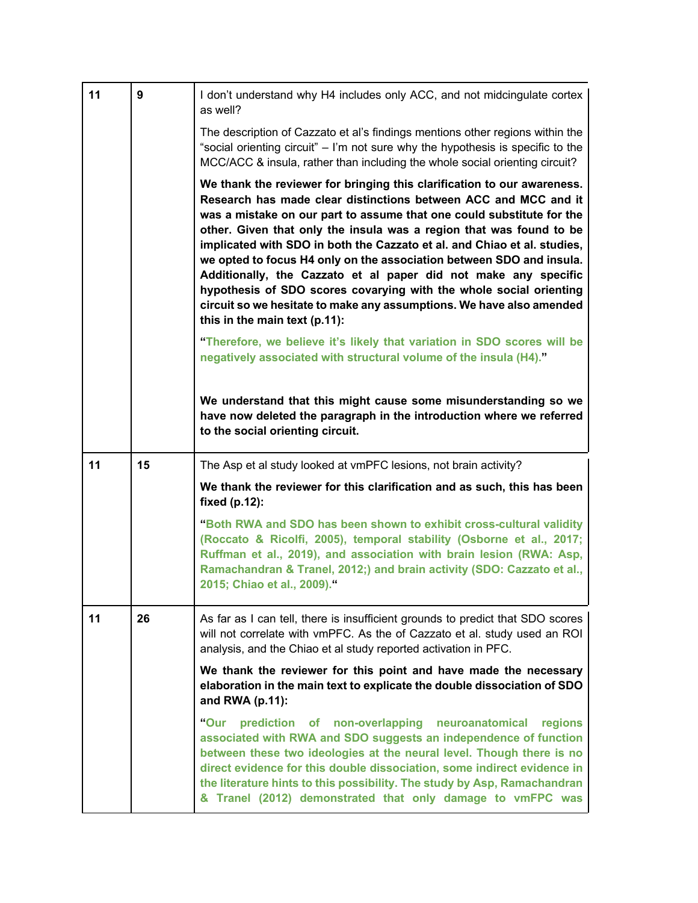| | | |
|---|---|---|
| 11 | 9 | I don't understand why H4 includes only ACC, and not midcingulate cortex as well?<br><br>The description of Cazzato et al's findings mentions other regions within the "social orienting circuit" – I'm not sure why the hypothesis is specific to the MCC/ACC & insula, rather than including the whole social orienting circuit?<br><br>**We thank the reviewer for bringing this clarification to our awareness. Research has made clear distinctions between ACC and MCC and it was a mistake on our part to assume that one could substitute for the other. Given that only the insula was a region that was found to be implicated with SDO in both the Cazzato et al. and Chiao et al. studies, we opted to focus H4 only on the association between SDO and insula. Additionally, the Cazzato et al paper did not make any specific hypothesis of SDO scores covarying with the whole social orienting circuit so we hesitate to make any assumptions. We have also amended this in the main text (p.11):**<br><br>**"Therefore, we believe it's likely that variation in SDO scores will be negatively associated with structural volume of the insula (H4)."**<br><br>**We understand that this might cause some misunderstanding so we have now deleted the paragraph in the introduction where we referred to the social orienting circuit.** |
| 11 | 15 | The Asp et al study looked at vmPFC lesions, not brain activity?<br><br>**We thank the reviewer for this clarification and as such, this has been fixed (p.12):**<br><br>**"Both RWA and SDO has been shown to exhibit cross-cultural validity (Roccato & Ricolfi, 2005), temporal stability (Osborne et al., 2017; Ruffman et al., 2019), and association with brain lesion (RWA: Asp, Ramachandran & Tranel, 2012;) and brain activity (SDO: Cazzato et al., 2015; Chiao et al., 2009)."** |
| 11 | 26 | As far as I can tell, there is insufficient grounds to predict that SDO scores will not correlate with vmPFC. As the of Cazzato et al. study used an ROI analysis, and the Chiao et al study reported activation in PFC.<br><br>**We thank the reviewer for this point and have made the necessary elaboration in the main text to explicate the double dissociation of SDO and RWA (p.11):**<br><br>**"Our prediction of non-overlapping neuroanatomical regions associated with RWA and SDO suggests an independence of function between these two ideologies at the neural level. Though there is no direct evidence for this double dissociation, some indirect evidence in the literature hints to this possibility. The study by Asp, Ramachandran & Tranel (2012) demonstrated that only damage to vmFPC was** |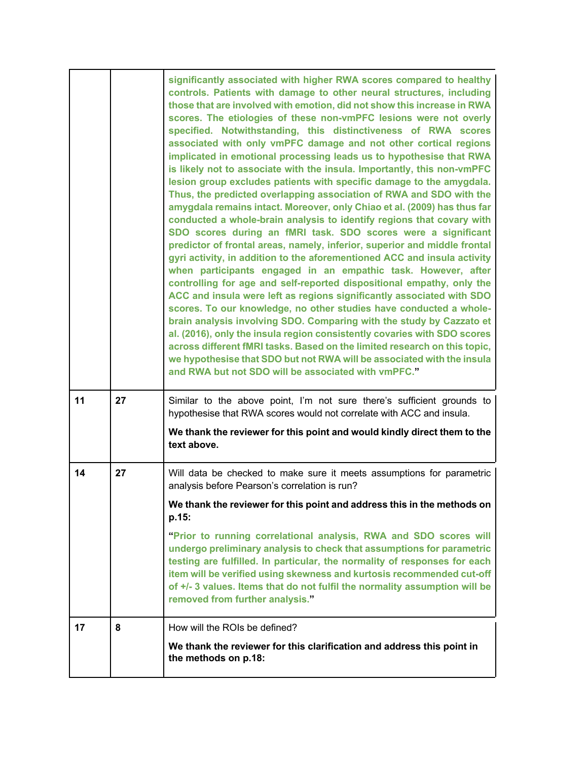| | | |
|---|---|---|
| | | **significantly associated with higher RWA scores compared to healthy controls. Patients with damage to other neural structures, including those that are involved with emotion, did not show this increase in RWA scores. The etiologies of these non-vmPFC lesions were not overly specified. Notwithstanding, this distinctiveness of RWA scores associated with only vmPFC damage and not other cortical regions implicated in emotional processing leads us to hypothesise that RWA is likely not to associate with the insula. Importantly, this non-vmPFC lesion group excludes patients with specific damage to the amygdala. Thus, the predicted overlapping association of RWA and SDO with the amygdala remains intact. Moreover, only Chiao et al. (2009) has thus far conducted a whole-brain analysis to identify regions that covary with SDO scores during an fMRI task. SDO scores were a significant predictor of frontal areas, namely, inferior, superior and middle frontal gyri activity, in addition to the aforementioned ACC and insula activity when participants engaged in an empathic task. However, after controlling for age and self-reported dispositional empathy, only the ACC and insula were left as regions significantly associated with SDO scores. To our knowledge, no other studies have conducted a whole-brain analysis involving SDO. Comparing with the study by Cazzato et al. (2016), only the insula region consistently covaries with SDO scores across different fMRI tasks. Based on the limited research on this topic, we hypothesise that SDO but not RWA will be associated with the insula and RWA but not SDO will be associated with vmPFC."** |
| **11** | **27** | Similar to the above point, I'm not sure there's sufficient grounds to hypothesise that RWA scores would not correlate with ACC and insula.<br><br>**We thank the reviewer for this point and would kindly direct them to the text above.** |
| **14** | **27** | Will data be checked to make sure it meets assumptions for parametric analysis before Pearson's correlation is run?<br><br>**We thank the reviewer for this point and address this in the methods on p.15:**<br><br>**"Prior to running correlational analysis, RWA and SDO scores will undergo preliminary analysis to check that assumptions for parametric testing are fulfilled. In particular, the normality of responses for each item will be verified using skewness and kurtosis recommended cut-off of +/- 3 values. Items that do not fulfil the normality assumption will be removed from further analysis."** |
| **17** | **8** | How will the ROIs be defined?<br><br>**We thank the reviewer for this clarification and address this point in the methods on p.18:** |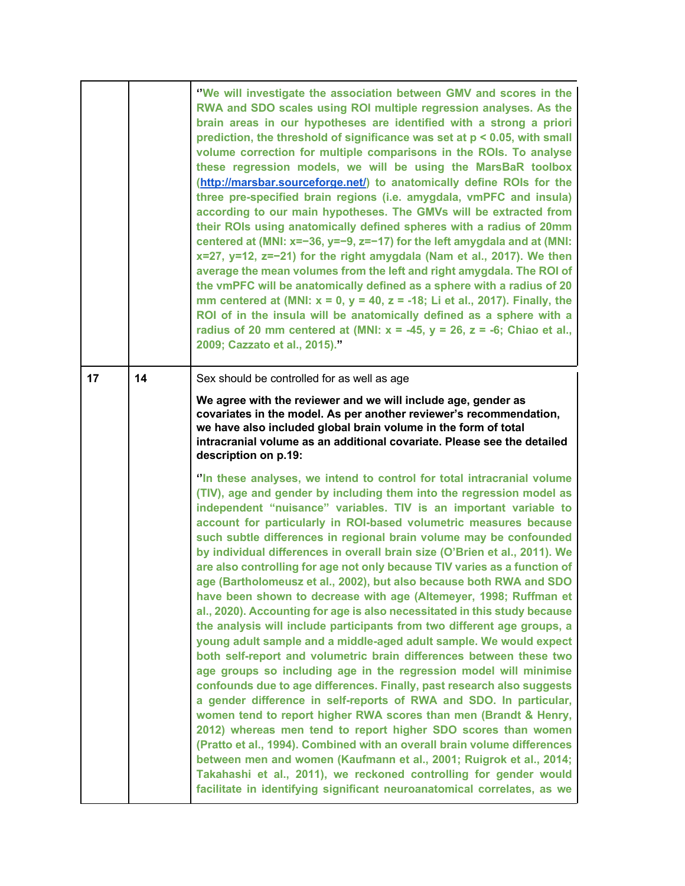| | | |
|---|---|---|
| | | ''**We will investigate the association between GMV and scores in the RWA and SDO scales using ROI multiple regression analyses. As the brain areas in our hypotheses are identified with a strong a priori prediction, the threshold of significance was set at $p < 0.05$, with small volume correction for multiple comparisons in the ROIs. To analyse these regression models, we will be using the MarsBaR toolbox ([http://marsbar.sourceforge.net/](http://marsbar.sourceforge.net/)) to anatomically define ROIs for the three pre-specified brain regions (i.e. amygdala, vmPFC and insula) according to our main hypotheses. The GMVs will be extracted from their ROIs using anatomically defined spheres with a radius of 20mm centered at (MNI: x=−36, y=−9, z=−17) for the left amygdala and at (MNI: x=27, y=12, z=−21) for the right amygdala (Nam et al., 2017). We then average the mean volumes from the left and right amygdala. The ROI of the vmPFC will be anatomically defined as a sphere with a radius of 20 mm centered at (MNI: x = 0, y = 40, z = -18; Li et al., 2017). Finally, the ROI of in the insula will be anatomically defined as a sphere with a radius of 20 mm centered at (MNI: x = -45, y = 26, z = -6; Chiao et al., 2009; Cazzato et al., 2015).**'' |
| **17** | **14** | Sex should be controlled for as well as age<br><br>**We agree with the reviewer and we will include age, gender as covariates in the model. As per another reviewer's recommendation, we have also included global brain volume in the form of total intracranial volume as an additional covariate. Please see the detailed description on p.19:**<br><br>''**In these analyses, we intend to control for total intracranial volume (TIV), age and gender by including them into the regression model as independent "nuisance" variables. TIV is an important variable to account for particularly in ROI-based volumetric measures because such subtle differences in regional brain volume may be confounded by individual differences in overall brain size (O'Brien et al., 2011). We are also controlling for age not only because TIV varies as a function of age (Bartholomeusz et al., 2002), but also because both RWA and SDO have been shown to decrease with age (Altemeyer, 1998; Ruffman et al., 2020). Accounting for age is also necessitated in this study because the analysis will include participants from two different age groups, a young adult sample and a middle-aged adult sample. We would expect both self-report and volumetric brain differences between these two age groups so including age in the regression model will minimise confounds due to age differences. Finally, past research also suggests a gender difference in self-reports of RWA and SDO. In particular, women tend to report higher RWA scores than men (Brandt & Henry, 2012) whereas men tend to report higher SDO scores than women (Pratto et al., 1994). Combined with an overall brain volume differences between men and women (Kaufmann et al., 2001; Ruigrok et al., 2014; Takahashi et al., 2011), we reckoned controlling for gender would facilitate in identifying significant neuroanatomical correlates, as we** |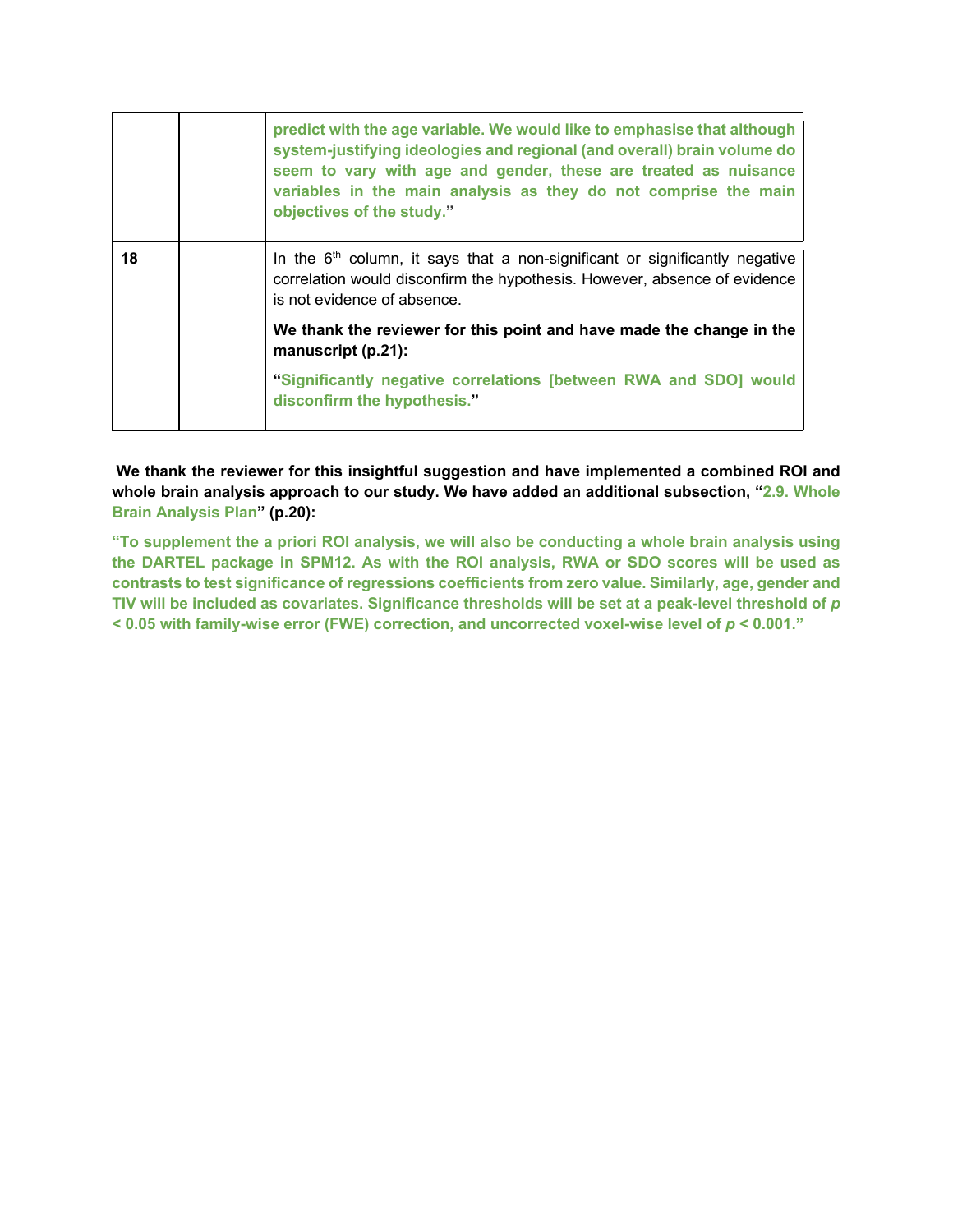|  |  |  |
|---|---|---|
|  |  | **predict with the age variable. We would like to emphasise that although system-justifying ideologies and regional (and overall) brain volume do seem to vary with age and gender, these are treated as nuisance variables in the main analysis as they do not comprise the main objectives of the study."** |
| 18 |  | In the 6th column, it says that a non-significant or significantly negative correlation would disconfirm the hypothesis. However, absence of evidence is not evidence of absence.<br><br>**We thank the reviewer for this point and have made the change in the manuscript (p.21):**<br><br>**"Significantly negative correlations [between RWA and SDO] would disconfirm the hypothesis."** |

**We thank the reviewer for this insightful suggestion and have implemented a combined ROI and whole brain analysis approach to our study. We have added an additional subsection, "2.9. Whole Brain Analysis Plan" (p.20):**

**"To supplement the a priori ROI analysis, we will also be conducting a whole brain analysis using the DARTEL package in SPM12. As with the ROI analysis, RWA or SDO scores will be used as contrasts to test significance of regressions coefficients from zero value. Similarly, age, gender and TIV will be included as covariates. Significance thresholds will be set at a peak-level threshold of $p < 0.05$ with family-wise error (FWE) correction, and uncorrected voxel-wise level of $p < 0.001$."**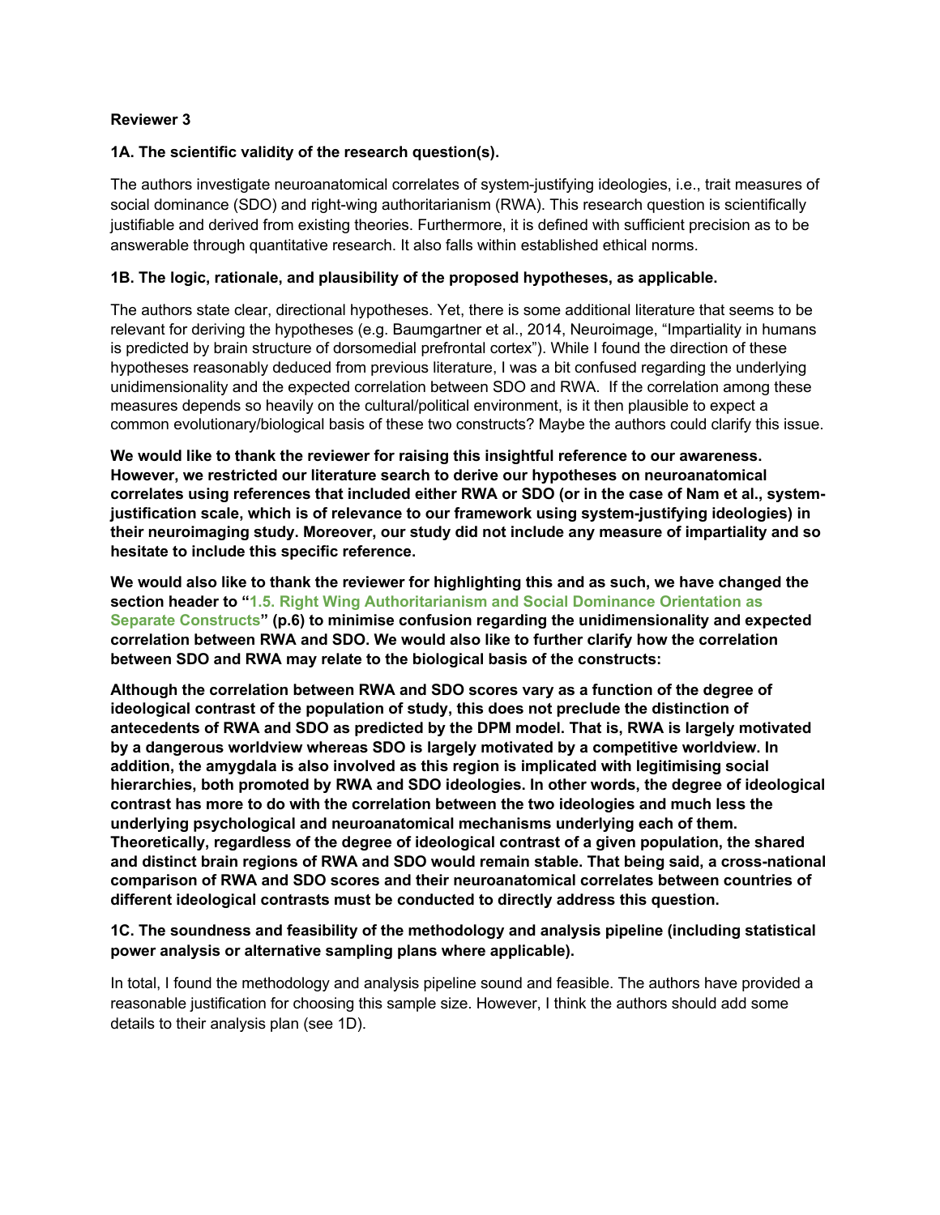**Reviewer 3**

**1A. The scientific validity of the research question(s).**

The authors investigate neuroanatomical correlates of system-justifying ideologies, i.e., trait measures of social dominance (SDO) and right-wing authoritarianism (RWA). This research question is scientifically justifiable and derived from existing theories. Furthermore, it is defined with sufficient precision as to be answerable through quantitative research. It also falls within established ethical norms.

**1B. The logic, rationale, and plausibility of the proposed hypotheses, as applicable.**

The authors state clear, directional hypotheses. Yet, there is some additional literature that seems to be relevant for deriving the hypotheses (e.g. Baumgartner et al., 2014, Neuroimage, "Impartiality in humans is predicted by brain structure of dorsomedial prefrontal cortex"). While I found the direction of these hypotheses reasonably deduced from previous literature, I was a bit confused regarding the underlying unidimensionality and the expected correlation between SDO and RWA. If the correlation among these measures depends so heavily on the cultural/political environment, is it then plausible to expect a common evolutionary/biological basis of these two constructs? Maybe the authors could clarify this issue.

**We would like to thank the reviewer for raising this insightful reference to our awareness. However, we restricted our literature search to derive our hypotheses on neuroanatomical correlates using references that included either RWA or SDO (or in the case of Nam et al., system-justification scale, which is of relevance to our framework using system-justifying ideologies) in their neuroimaging study. Moreover, our study did not include any measure of impartiality and so hesitate to include this specific reference.**

**We would also like to thank the reviewer for highlighting this and as such, we have changed the section header to "1.5. Right Wing Authoritarianism and Social Dominance Orientation as Separate Constructs" (p.6) to minimise confusion regarding the unidimensionality and expected correlation between RWA and SDO. We would also like to further clarify how the correlation between SDO and RWA may relate to the biological basis of the constructs:**

**Although the correlation between RWA and SDO scores vary as a function of the degree of ideological contrast of the population of study, this does not preclude the distinction of antecedents of RWA and SDO as predicted by the DPM model. That is, RWA is largely motivated by a dangerous worldview whereas SDO is largely motivated by a competitive worldview. In addition, the amygdala is also involved as this region is implicated with legitimising social hierarchies, both promoted by RWA and SDO ideologies. In other words, the degree of ideological contrast has more to do with the correlation between the two ideologies and much less the underlying psychological and neuroanatomical mechanisms underlying each of them. Theoretically, regardless of the degree of ideological contrast of a given population, the shared and distinct brain regions of RWA and SDO would remain stable. That being said, a cross-national comparison of RWA and SDO scores and their neuroanatomical correlates between countries of different ideological contrasts must be conducted to directly address this question.**

**1C. The soundness and feasibility of the methodology and analysis pipeline (including statistical power analysis or alternative sampling plans where applicable).**

In total, I found the methodology and analysis pipeline sound and feasible. The authors have provided a reasonable justification for choosing this sample size. However, I think the authors should add some details to their analysis plan (see 1D).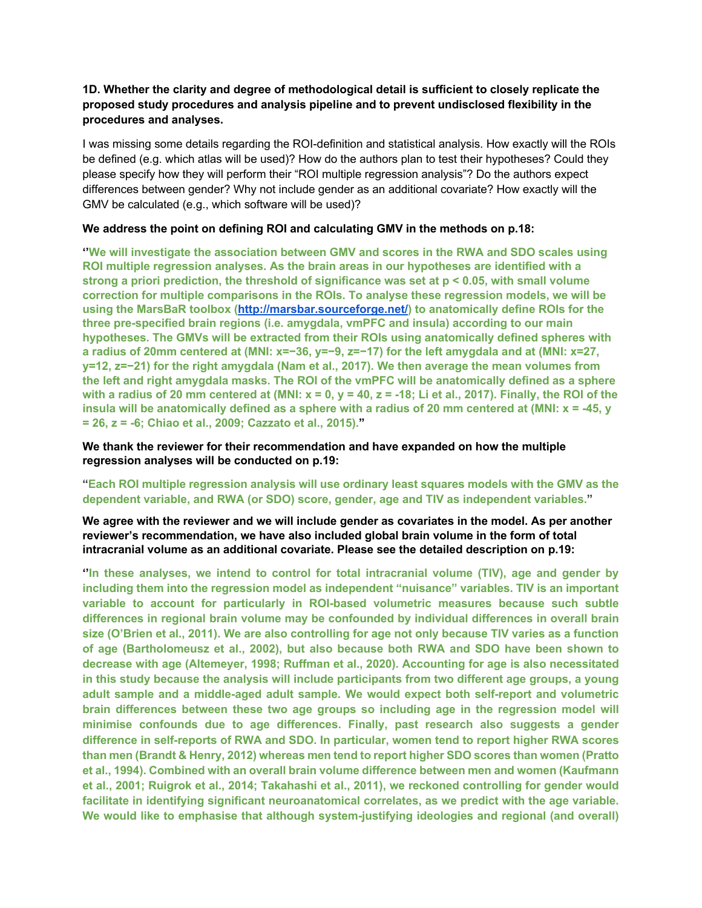**1D. Whether the clarity and degree of methodological detail is sufficient to closely replicate the proposed study procedures and analysis pipeline and to prevent undisclosed flexibility in the procedures and analyses.**

I was missing some details regarding the ROI-definition and statistical analysis. How exactly will the ROIs be defined (e.g. which atlas will be used)? How do the authors plan to test their hypotheses? Could they please specify how they will perform their "ROI multiple regression analysis"? Do the authors expect differences between gender? Why not include gender as an additional covariate? How exactly will the GMV be calculated (e.g., which software will be used)?

**We address the point on defining ROI and calculating GMV in the methods on p.18:**

**''We will investigate the association between GMV and scores in the RWA and SDO scales using ROI multiple regression analyses. As the brain areas in our hypotheses are identified with a strong a priori prediction, the threshold of significance was set at $p < 0.05$, with small volume correction for multiple comparisons in the ROIs. To analyse these regression models, we will be using the MarsBaR toolbox (http://marsbar.sourceforge.net/) to anatomically define ROIs for the three pre-specified brain regions (i.e. amygdala, vmPFC and insula) according to our main hypotheses. The GMVs will be extracted from their ROIs using anatomically defined spheres with a radius of 20mm centered at (MNI: x=−36, y=−9, z=−17) for the left amygdala and at (MNI: x=27, y=12, z=−21) for the right amygdala (Nam et al., 2017). We then average the mean volumes from the left and right amygdala masks. The ROI of the vmPFC will be anatomically defined as a sphere with a radius of 20 mm centered at (MNI: x = 0, y = 40, z = -18; Li et al., 2017). Finally, the ROI of the insula will be anatomically defined as a sphere with a radius of 20 mm centered at (MNI: x = -45, y = 26, z = -6; Chiao et al., 2009; Cazzato et al., 2015)."**

**We thank the reviewer for their recommendation and have expanded on how the multiple regression analyses will be conducted on p.19:**

**"Each ROI multiple regression analysis will use ordinary least squares models with the GMV as the dependent variable, and RWA (or SDO) score, gender, age and TIV as independent variables."**

**We agree with the reviewer and we will include gender as covariates in the model. As per another reviewer's recommendation, we have also included global brain volume in the form of total intracranial volume as an additional covariate. Please see the detailed description on p.19:**

**''In these analyses, we intend to control for total intracranial volume (TIV), age and gender by including them into the regression model as independent "nuisance" variables. TIV is an important variable to account for particularly in ROI-based volumetric measures because such subtle differences in regional brain volume may be confounded by individual differences in overall brain size (O'Brien et al., 2011). We are also controlling for age not only because TIV varies as a function of age (Bartholomeusz et al., 2002), but also because both RWA and SDO have been shown to decrease with age (Altemeyer, 1998; Ruffman et al., 2020). Accounting for age is also necessitated in this study because the analysis will include participants from two different age groups, a young adult sample and a middle-aged adult sample. We would expect both self-report and volumetric brain differences between these two age groups so including age in the regression model will minimise confounds due to age differences. Finally, past research also suggests a gender difference in self-reports of RWA and SDO. In particular, women tend to report higher RWA scores than men (Brandt & Henry, 2012) whereas men tend to report higher SDO scores than women (Pratto et al., 1994). Combined with an overall brain volume difference between men and women (Kaufmann et al., 2001; Ruigrok et al., 2014; Takahashi et al., 2011), we reckoned controlling for gender would facilitate in identifying significant neuroanatomical correlates, as we predict with the age variable. We would like to emphasise that although system-justifying ideologies and regional (and overall)**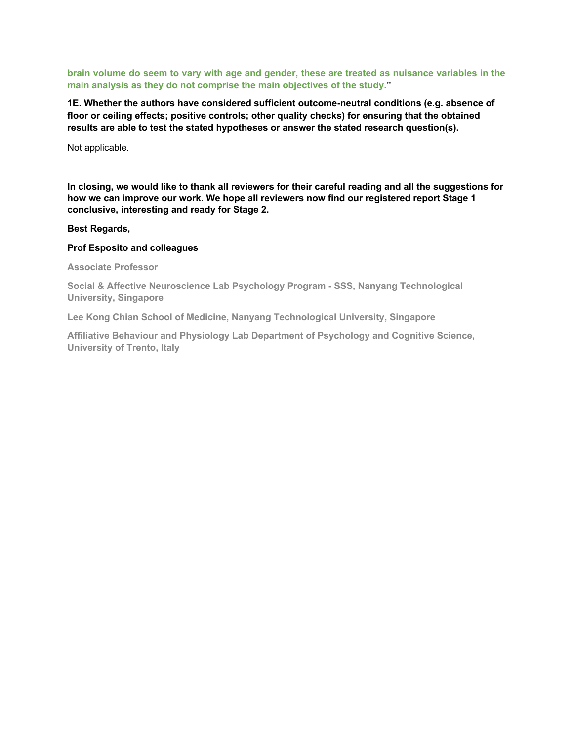**brain volume do seem to vary with age and gender, these are treated as nuisance variables in the main analysis as they do not comprise the main objectives of the study."**

**1E. Whether the authors have considered sufficient outcome-neutral conditions (e.g. absence of floor or ceiling effects; positive controls; other quality checks) for ensuring that the obtained results are able to test the stated hypotheses or answer the stated research question(s).**

Not applicable.

**In closing, we would like to thank all reviewers for their careful reading and all the suggestions for how we can improve our work. We hope all reviewers now find our registered report Stage 1 conclusive, interesting and ready for Stage 2.**

**Best Regards,**

**Prof Esposito and colleagues**

**Associate Professor**

**Social & Affective Neuroscience Lab Psychology Program - SSS, Nanyang Technological University, Singapore**

**Lee Kong Chian School of Medicine, Nanyang Technological University, Singapore**

**Affiliative Behaviour and Physiology Lab Department of Psychology and Cognitive Science, University of Trento, Italy**